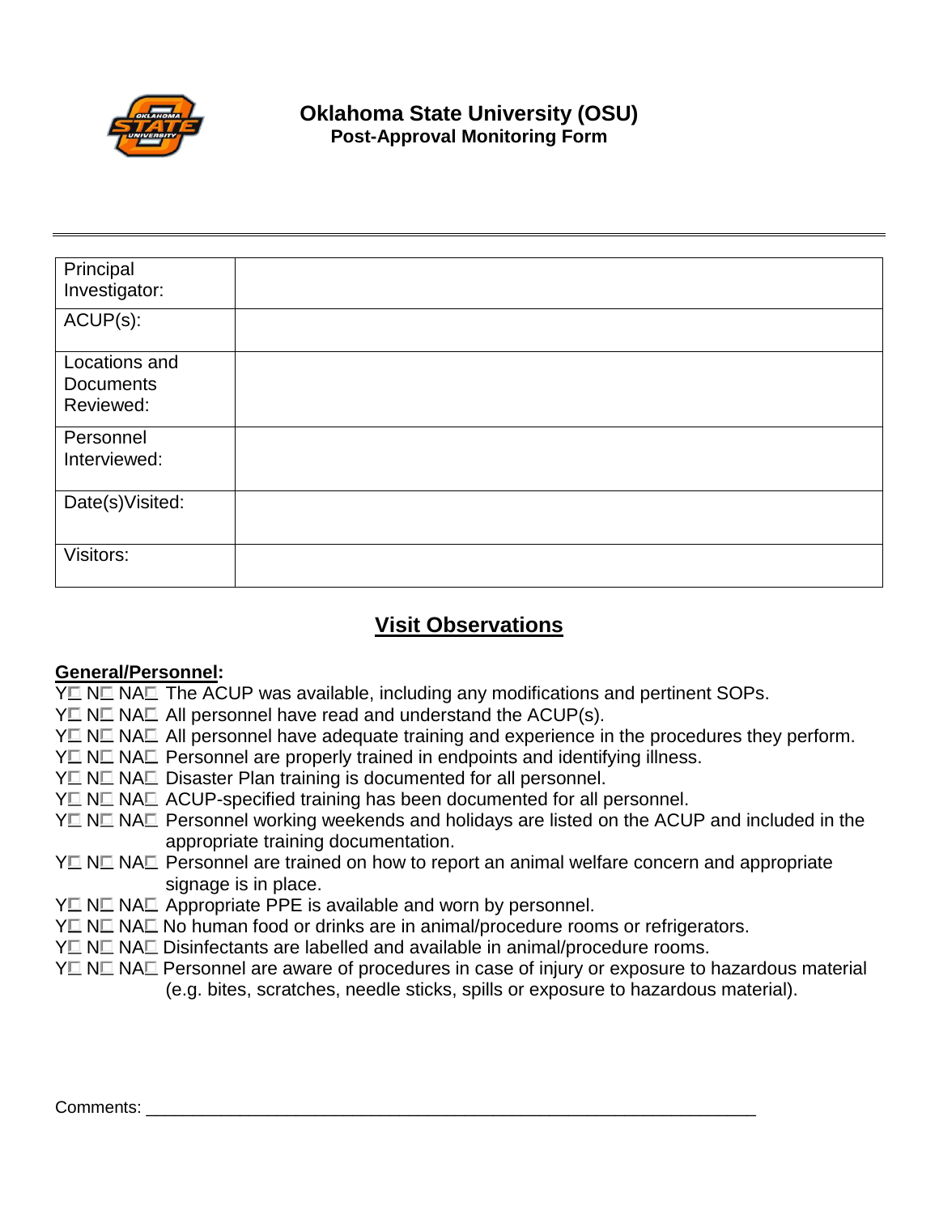# Oklahoma State University (OSU)
## Post-Approval Monitoring Form

---

| | |
|---|---|
| Principal Investigator: | |
| ACUP(s): | |
| Locations and Documents Reviewed: | |
| Personnel Interviewed: | |
| Date(s)Visited: | |
| Visitors: | |

## Visit Observations

**General/Personnel:**

Y☐ N☐ NA☐ The ACUP was available, including any modifications and pertinent SOPs.
Y☐ N☐ NA☐ All personnel have read and understand the ACUP(s).
Y☐ N☐ NA☐ All personnel have adequate training and experience in the procedures they perform.
Y☐ N☐ NA☐ Personnel are properly trained in endpoints and identifying illness.
Y☐ N☐ NA☐ Disaster Plan training is documented for all personnel.
Y☐ N☐ NA☐ ACUP-specified training has been documented for all personnel.
Y☐ N☐ NA☐ Personnel working weekends and holidays are listed on the ACUP and included in the appropriate training documentation.
Y☐ N☐ NA☐ Personnel are trained on how to report an animal welfare concern and appropriate signage is in place.
Y☐ N☐ NA☐ Appropriate PPE is available and worn by personnel.
Y☐ N☐ NA☐ No human food or drinks are in animal/procedure rooms or refrigerators.
Y☐ N☐ NA☐ Disinfectants are labelled and available in animal/procedure rooms.
Y☐ N☐ NA☐ Personnel are aware of procedures in case of injury or exposure to hazardous material (e.g. bites, scratches, needle sticks, spills or exposure to hazardous material).

Comments: ___________________________________________________________________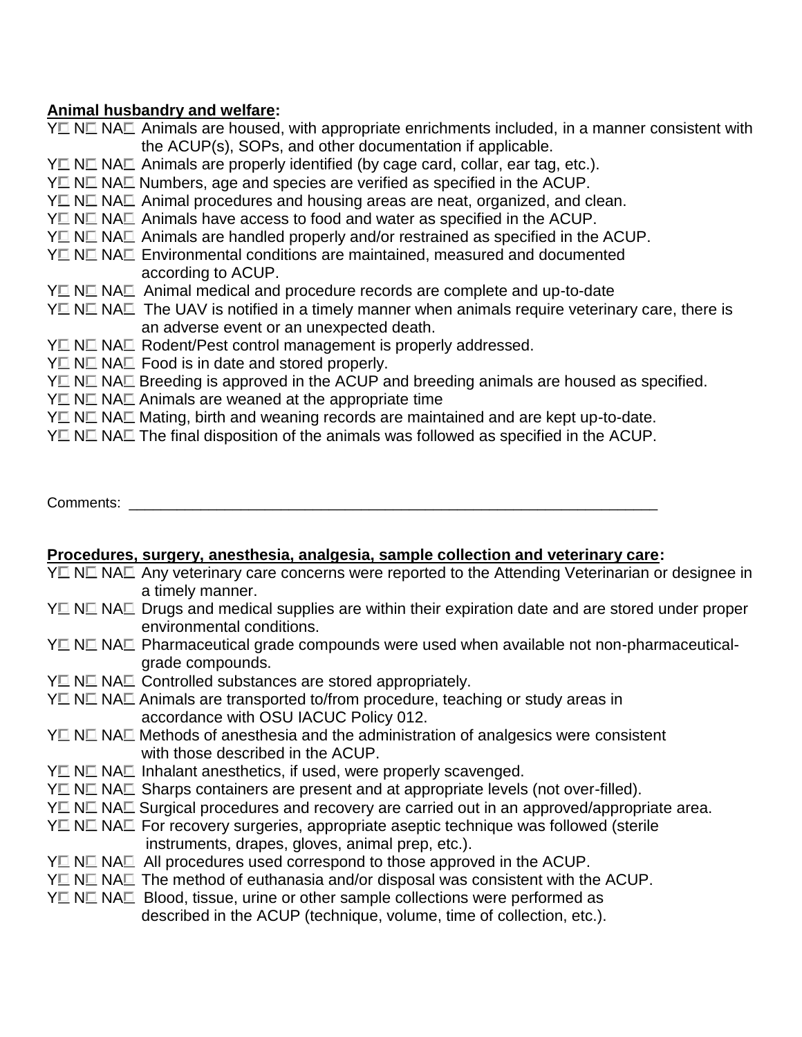**Animal husbandry and welfare:**

Y☐ N☐ NA☐ Animals are housed, with appropriate enrichments included, in a manner consistent with the ACUP(s), SOPs, and other documentation if applicable.
Y☐ N☐ NA☐ Animals are properly identified (by cage card, collar, ear tag, etc.).
Y☐ N☐ NA☐ Numbers, age and species are verified as specified in the ACUP.
Y☐ N☐ NA☐ Animal procedures and housing areas are neat, organized, and clean.
Y☐ N☐ NA☐ Animals have access to food and water as specified in the ACUP.
Y☐ N☐ NA☐ Animals are handled properly and/or restrained as specified in the ACUP.
Y☐ N☐ NA☐ Environmental conditions are maintained, measured and documented according to ACUP.
Y☐ N☐ NA☐ Animal medical and procedure records are complete and up-to-date
Y☐ N☐ NA☐ The UAV is notified in a timely manner when animals require veterinary care, there is an adverse event or an unexpected death.
Y☐ N☐ NA☐ Rodent/Pest control management is properly addressed.
Y☐ N☐ NA☐ Food is in date and stored properly.
Y☐ N☐ NA☐ Breeding is approved in the ACUP and breeding animals are housed as specified.
Y☐ N☐ NA☐ Animals are weaned at the appropriate time
Y☐ N☐ NA☐ Mating, birth and weaning records are maintained and are kept up-to-date.
Y☐ N☐ NA☐ The final disposition of the animals was followed as specified in the ACUP.

Comments: ___________________________________________________________________

**Procedures, surgery, anesthesia, analgesia, sample collection and veterinary care:**

Y☐ N☐ NA☐ Any veterinary care concerns were reported to the Attending Veterinarian or designee in a timely manner.
Y☐ N☐ NA☐ Drugs and medical supplies are within their expiration date and are stored under proper environmental conditions.
Y☐ N☐ NA☐ Pharmaceutical grade compounds were used when available not non-pharmaceutical-grade compounds.
Y☐ N☐ NA☐ Controlled substances are stored appropriately.
Y☐ N☐ NA☐ Animals are transported to/from procedure, teaching or study areas in accordance with OSU IACUC Policy 012.
Y☐ N☐ NA☐ Methods of anesthesia and the administration of analgesics were consistent with those described in the ACUP.
Y☐ N☐ NA☐ Inhalant anesthetics, if used, were properly scavenged.
Y☐ N☐ NA☐ Sharps containers are present and at appropriate levels (not over-filled).
Y☐ N☐ NA☐ Surgical procedures and recovery are carried out in an approved/appropriate area.
Y☐ N☐ NA☐ For recovery surgeries, appropriate aseptic technique was followed (sterile instruments, drapes, gloves, animal prep, etc.).
Y☐ N☐ NA☐ All procedures used correspond to those approved in the ACUP.
Y☐ N☐ NA☐ The method of euthanasia and/or disposal was consistent with the ACUP.
Y☐ N☐ NA☐ Blood, tissue, urine or other sample collections were performed as described in the ACUP (technique, volume, time of collection, etc.).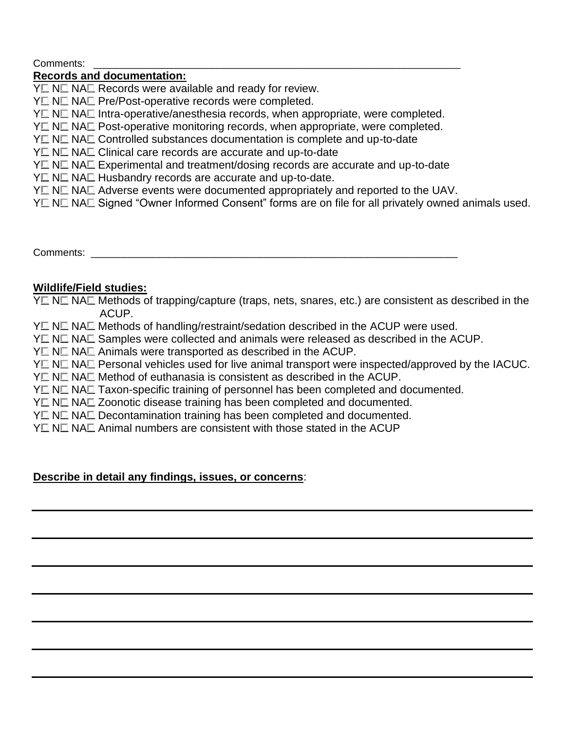Comments: ________________________________________________________________

**Records and documentation:**

Y☐ N☐ NA☐ Records were available and ready for review.

Y☐ N☐ NA☐ Pre/Post-operative records were completed.

Y☐ N☐ NA☐ Intra-operative/anesthesia records, when appropriate, were completed.

Y☐ N☐ NA☐ Post-operative monitoring records, when appropriate, were completed.

Y☐ N☐ NA☐ Controlled substances documentation is complete and up-to-date

Y☐ N☐ NA☐ Clinical care records are accurate and up-to-date

Y☐ N☐ NA☐ Experimental and treatment/dosing records are accurate and up-to-date

Y☐ N☐ NA☐ Husbandry records are accurate and up-to-date.

Y☐ N☐ NA☐ Adverse events were documented appropriately and reported to the UAV.

Y☐ N☐ NA☐ Signed "Owner Informed Consent" forms are on file for all privately owned animals used.

Comments: ________________________________________________________________

**Wildlife/Field studies:**

Y☐ N☐ NA☐ Methods of trapping/capture (traps, nets, snares, etc.) are consistent as described in the ACUP.

Y☐ N☐ NA☐ Methods of handling/restraint/sedation described in the ACUP were used.

Y☐ N☐ NA☐ Samples were collected and animals were released as described in the ACUP.

Y☐ N☐ NA☐ Animals were transported as described in the ACUP.

Y☐ N☐ NA☐ Personal vehicles used for live animal transport were inspected/approved by the IACUC.

Y☐ N☐ NA☐ Method of euthanasia is consistent as described in the ACUP.

Y☐ N☐ NA☐ Taxon-specific training of personnel has been completed and documented.

Y☐ N☐ NA☐ Zoonotic disease training has been completed and documented.

Y☐ N☐ NA☐ Decontamination training has been completed and documented.

Y☐ N☐ NA☐ Animal numbers are consistent with those stated in the ACUP

**Describe in detail any findings, issues, or concerns**:

________________________________________________________________

________________________________________________________________

________________________________________________________________

________________________________________________________________

________________________________________________________________

________________________________________________________________

________________________________________________________________